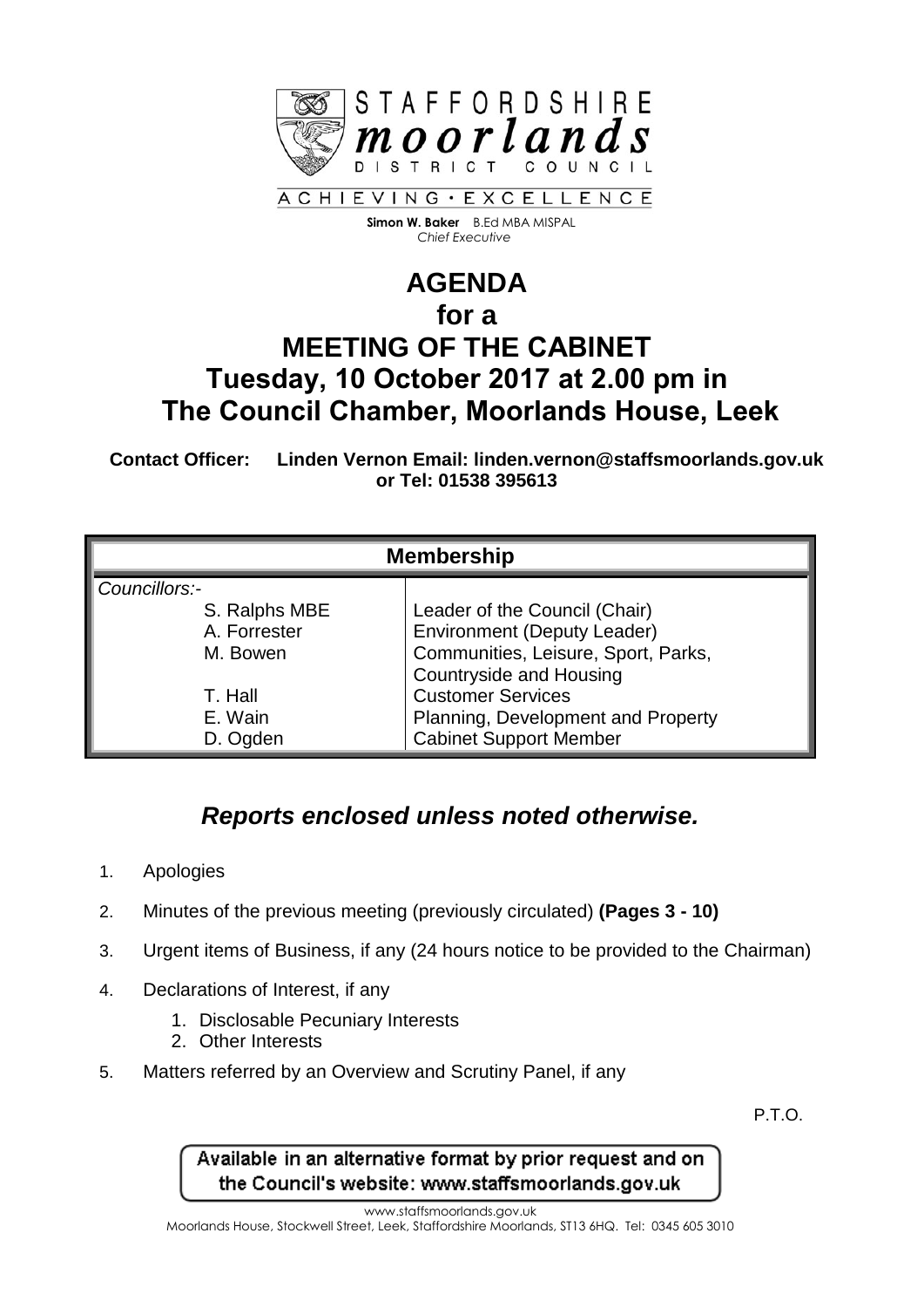STAFFORDSHIRE **moorlands** DISTRICT COUNCIL

ACHIEVING • EXCELLENCE

**Simon W. Baker** B.Ed MBA MISPAL
*Chief Executive*

# AGENDA
# for a
# MEETING OF THE CABINET
# Tuesday, 10 October 2017 at 2.00 pm in The Council Chamber, Moorlands House, Leek

**Contact Officer: Linden Vernon Email: linden.vernon@staffsmoorlands.gov.uk or Tel: 01538 395613**

| Membership | |
|---|---|
| *Councillors:-* | |
| S. Ralphs MBE | Leader of the Council (Chair) |
| A. Forrester | Environment (Deputy Leader) |
| M. Bowen | Communities, Leisure, Sport, Parks, Countryside and Housing |
| T. Hall | Customer Services |
| E. Wain | Planning, Development and Property |
| D. Ogden | Cabinet Support Member |

## *Reports enclosed unless noted otherwise.*

1. Apologies
2. Minutes of the previous meeting (previously circulated) **(Pages 3 - 10)**
3. Urgent items of Business, if any (24 hours notice to be provided to the Chairman)
4. Declarations of Interest, if any
    1. Disclosable Pecuniary Interests
    2. Other Interests
5. Matters referred by an Overview and Scrutiny Panel, if any

P.T.O.

Available in an alternative format by prior request and on the Council's website: www.staffsmoorlands.gov.uk

www.staffsmoorlands.gov.uk
Moorlands House, Stockwell Street, Leek, Staffordshire Moorlands, ST13 6HQ. Tel: 0345 605 3010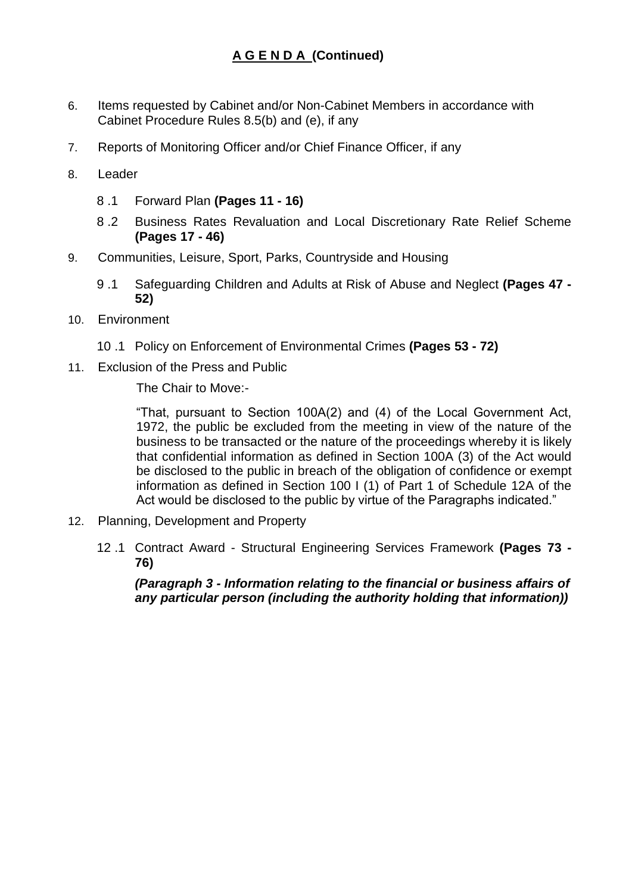## A G E N D A (Continued)

6. Items requested by Cabinet and/or Non-Cabinet Members in accordance with Cabinet Procedure Rules 8.5(b) and (e), if any

7. Reports of Monitoring Officer and/or Chief Finance Officer, if any

8. Leader

   8 .1 Forward Plan **(Pages 11 - 16)**

   8 .2 Business Rates Revaluation and Local Discretionary Rate Relief Scheme **(Pages 17 - 46)**

9. Communities, Leisure, Sport, Parks, Countryside and Housing

   9 .1 Safeguarding Children and Adults at Risk of Abuse and Neglect **(Pages 47 - 52)**

10. Environment

    10 .1 Policy on Enforcement of Environmental Crimes **(Pages 53 - 72)**

11. Exclusion of the Press and Public

    The Chair to Move:-

    "That, pursuant to Section 100A(2) and (4) of the Local Government Act, 1972, the public be excluded from the meeting in view of the nature of the business to be transacted or the nature of the proceedings whereby it is likely that confidential information as defined in Section 100A (3) of the Act would be disclosed to the public in breach of the obligation of confidence or exempt information as defined in Section 100 I (1) of Part 1 of Schedule 12A of the Act would be disclosed to the public by virtue of the Paragraphs indicated."

12. Planning, Development and Property

    12 .1 Contract Award - Structural Engineering Services Framework **(Pages 73 - 76)**

    ***(Paragraph 3 - Information relating to the financial or business affairs of any particular person (including the authority holding that information))***